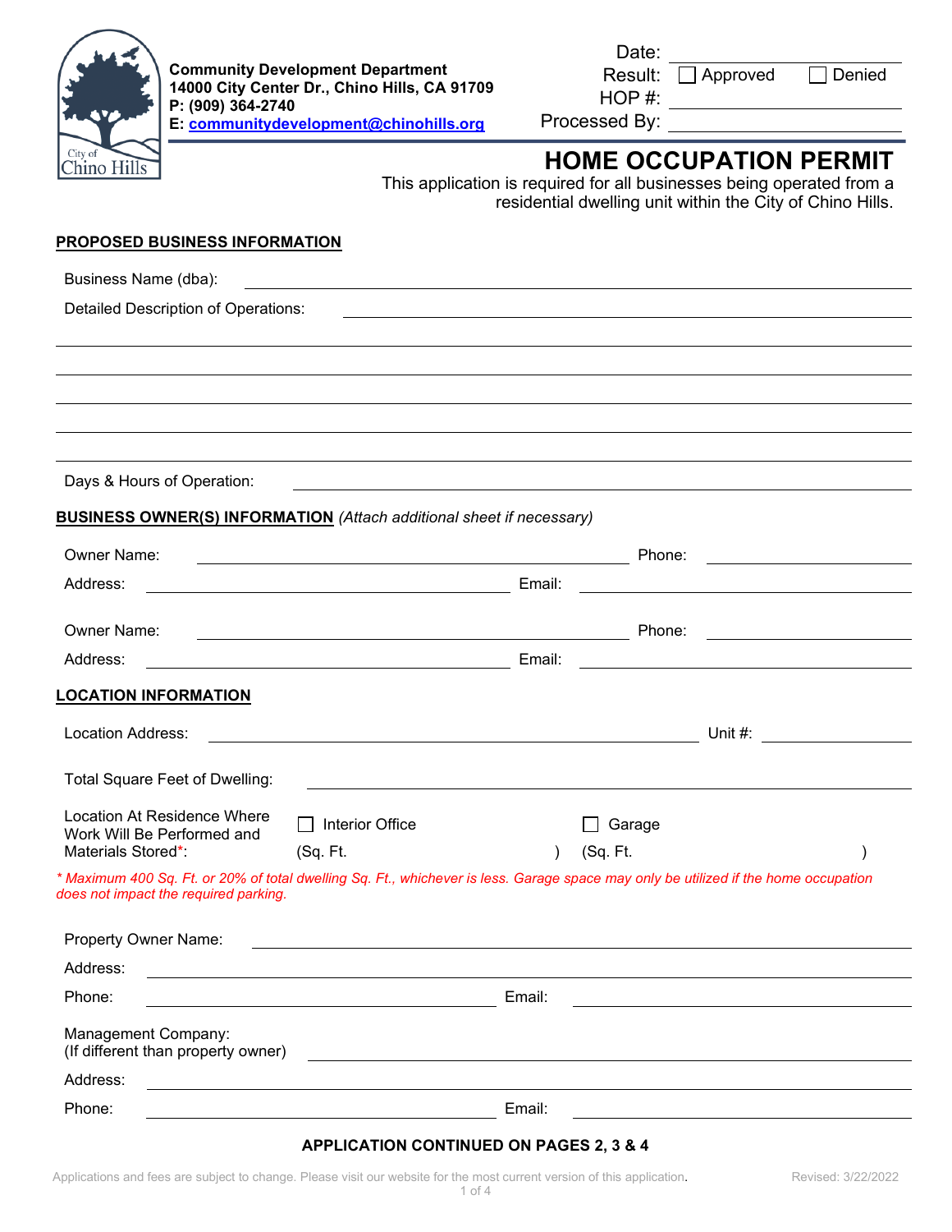**Community Development Department**
**14000 City Center Dr., Chino Hills, CA 91709**
**P: (909) 364-2740**
**E: communitydevelopment@chinohills.org**

Date: ____________________
Result: ☐ Approved ☐ Denied
HOP #: ____________________
Processed By: ____________________

# HOME OCCUPATION PERMIT

This application is required for all businesses being operated from a residential dwelling unit within the City of Chino Hills.

## PROPOSED BUSINESS INFORMATION

Business Name (dba): ____________________

Detailed Description of Operations: ____________________

____________________

____________________

____________________

____________________

____________________

Days & Hours of Operation: ____________________

## BUSINESS OWNER(S) INFORMATION *(Attach additional sheet if necessary)*

Owner Name: ____________________ Phone: ____________________

Address: ____________________ Email: ____________________

Owner Name: ____________________ Phone: ____________________

Address: ____________________ Email: ____________________

## LOCATION INFORMATION

Location Address: ____________________ Unit #: ____________________

Total Square Feet of Dwelling: ____________________

Location At Residence Where Work Will Be Performed and Materials Stored*:
☐ Interior Office (Sq. Ft. ____________________ )
☐ Garage (Sq. Ft. ____________________ )

*\* Maximum 400 Sq. Ft. or 20% of total dwelling Sq. Ft., whichever is less. Garage space may only be utilized if the home occupation does not impact the required parking.*

Property Owner Name: ____________________

Address: ____________________

Phone: ____________________ Email: ____________________

Management Company:
(If different than property owner) ____________________

Address: ____________________

Phone: ____________________ Email: ____________________

**APPLICATION CONTINUED ON PAGES 2, 3 & 4**

Applications and fees are subject to change. Please visit our website for the most current version of this application. Revised: 3/22/2022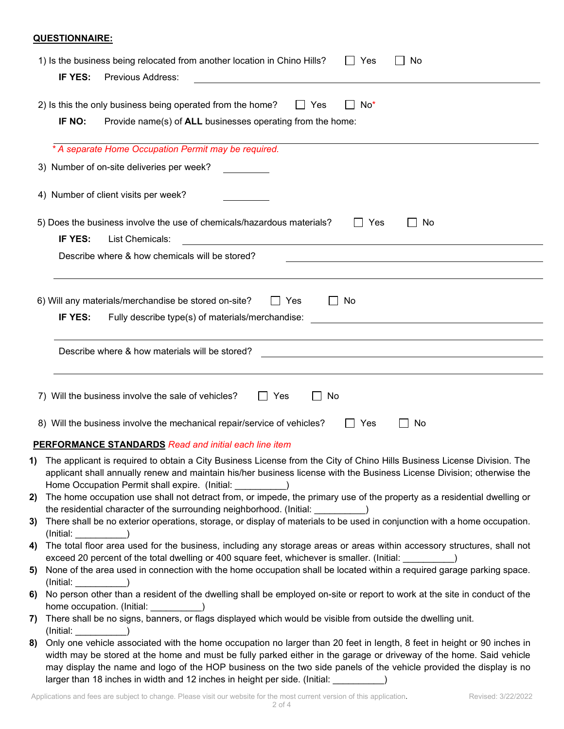**QUESTIONNAIRE:**

1) Is the business being relocated from another location in Chino Hills? ☐ Yes ☐ No

   **IF YES:** Previous Address: ______________________________

2) Is this the only business being operated from the home? ☐ Yes ☐ No*

   **IF NO:** Provide name(s) of **ALL** businesses operating from the home:

   ______________________________

   *\* A separate Home Occupation Permit may be required.*

3) Number of on-site deliveries per week? __________

4) Number of client visits per week? __________

5) Does the business involve the use of chemicals/hazardous materials? ☐ Yes ☐ No

   **IF YES:** List Chemicals: ______________________________

   Describe where & how chemicals will be stored? ______________________________

   ______________________________

6) Will any materials/merchandise be stored on-site? ☐ Yes ☐ No

   **IF YES:** Fully describe type(s) of materials/merchandise: ______________________________

   ______________________________

   Describe where & how materials will be stored? ______________________________

   ______________________________

7) Will the business involve the sale of vehicles? ☐ Yes ☐ No

8) Will the business involve the mechanical repair/service of vehicles? ☐ Yes ☐ No

**PERFORMANCE STANDARDS** *Read and initial each line item*

1) The applicant is required to obtain a City Business License from the City of Chino Hills Business License Division. The applicant shall annually renew and maintain his/her business license with the Business License Division; otherwise the Home Occupation Permit shall expire. (Initial: __________)
2) The home occupation use shall not detract from, or impede, the primary use of the property as a residential dwelling or the residential character of the surrounding neighborhood. (Initial: __________)
3) There shall be no exterior operations, storage, or display of materials to be used in conjunction with a home occupation. (Initial: __________)
4) The total floor area used for the business, including any storage areas or areas within accessory structures, shall not exceed 20 percent of the total dwelling or 400 square feet, whichever is smaller. (Initial: __________)
5) None of the area used in connection with the home occupation shall be located within a required garage parking space. (Initial: __________)
6) No person other than a resident of the dwelling shall be employed on-site or report to work at the site in conduct of the home occupation. (Initial: __________)
7) There shall be no signs, banners, or flags displayed which would be visible from outside the dwelling unit. (Initial: __________)
8) Only one vehicle associated with the home occupation no larger than 20 feet in length, 8 feet in height or 90 inches in width may be stored at the home and must be fully parked either in the garage or driveway of the home. Said vehicle may display the name and logo of the HOP business on the two side panels of the vehicle provided the display is no larger than 18 inches in width and 12 inches in height per side. (Initial: __________)

Applications and fees are subject to change. Please visit our website for the most current version of this application. Revised: 3/22/2022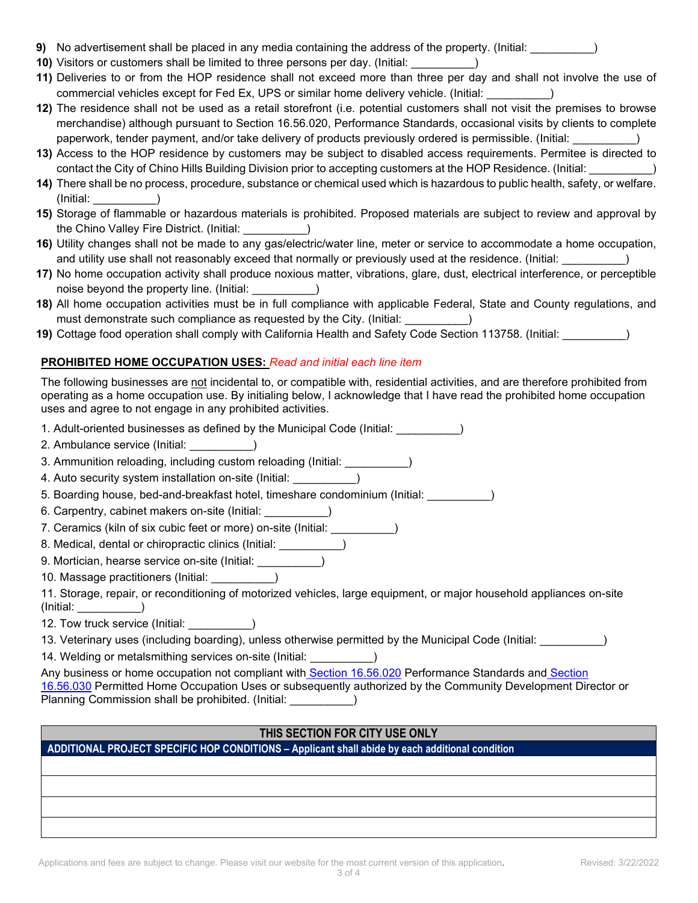9) No advertisement shall be placed in any media containing the address of the property. (Initial: __________)

10) Visitors or customers shall be limited to three persons per day. (Initial: __________)

11) Deliveries to or from the HOP residence shall not exceed more than three per day and shall not involve the use of commercial vehicles except for Fed Ex, UPS or similar home delivery vehicle. (Initial: __________)

12) The residence shall not be used as a retail storefront (i.e. potential customers shall not visit the premises to browse merchandise) although pursuant to Section 16.56.020, Performance Standards, occasional visits by clients to complete paperwork, tender payment, and/or take delivery of products previously ordered is permissible. (Initial: __________)

13) Access to the HOP residence by customers may be subject to disabled access requirements. Permitee is directed to contact the City of Chino Hills Building Division prior to accepting customers at the HOP Residence. (Initial: __________)

14) There shall be no process, procedure, substance or chemical used which is hazardous to public health, safety, or welfare. (Initial: __________)

15) Storage of flammable or hazardous materials is prohibited. Proposed materials are subject to review and approval by the Chino Valley Fire District. (Initial: __________)

16) Utility changes shall not be made to any gas/electric/water line, meter or service to accommodate a home occupation, and utility use shall not reasonably exceed that normally or previously used at the residence. (Initial: __________)

17) No home occupation activity shall produce noxious matter, vibrations, glare, dust, electrical interference, or perceptible noise beyond the property line. (Initial: __________)

18) All home occupation activities must be in full compliance with applicable Federal, State and County regulations, and must demonstrate such compliance as requested by the City. (Initial: __________)

19) Cottage food operation shall comply with California Health and Safety Code Section 113758. (Initial: __________)

**PROHIBITED HOME OCCUPATION USES:** *Read and initial each line item*

The following businesses are not incidental to, or compatible with, residential activities, and are therefore prohibited from operating as a home occupation use. By initialing below, I acknowledge that I have read the prohibited home occupation uses and agree to not engage in any prohibited activities.

1. Adult-oriented businesses as defined by the Municipal Code (Initial: __________)
2. Ambulance service (Initial: __________)
3. Ammunition reloading, including custom reloading (Initial: __________)
4. Auto security system installation on-site (Initial: __________)
5. Boarding house, bed-and-breakfast hotel, timeshare condominium (Initial: __________)
6. Carpentry, cabinet makers on-site (Initial: __________)
7. Ceramics (kiln of six cubic feet or more) on-site (Initial: __________)
8. Medical, dental or chiropractic clinics (Initial: __________)
9. Mortician, hearse service on-site (Initial: __________)
10. Massage practitioners (Initial: __________)
11. Storage, repair, or reconditioning of motorized vehicles, large equipment, or major household appliances on-site (Initial: __________)
12. Tow truck service (Initial: __________)
13. Veterinary uses (including boarding), unless otherwise permitted by the Municipal Code (Initial: __________)
14. Welding or metalsmithing services on-site (Initial: __________)

Any business or home occupation not compliant with Section 16.56.020 Performance Standards and Section 16.56.030 Permitted Home Occupation Uses or subsequently authorized by the Community Development Director or Planning Commission shall be prohibited. (Initial: __________)

| THIS SECTION FOR CITY USE ONLY |
|---|
| **ADDITIONAL PROJECT SPECIFIC HOP CONDITIONS – Applicant shall abide by each additional condition** |
| |
| |
| |
| |

Applications and fees are subject to change. Please visit our website for the most current version of this application. Revised: 3/22/2022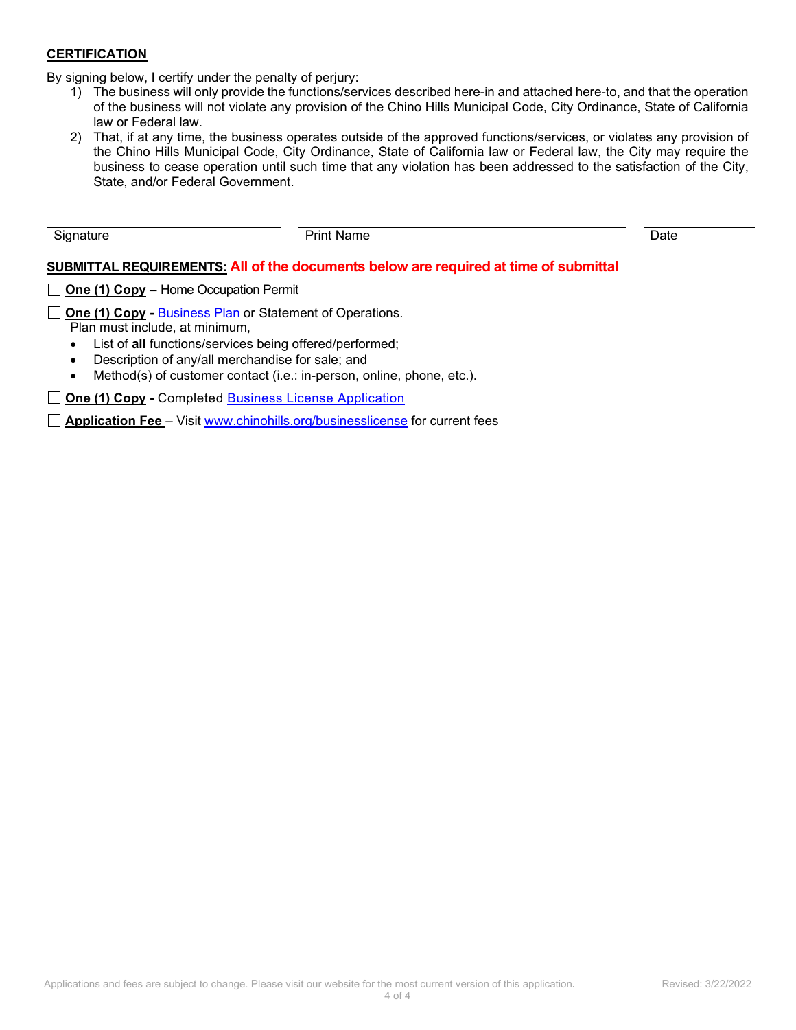## CERTIFICATION

By signing below, I certify under the penalty of perjury:

1) The business will only provide the functions/services described here-in and attached here-to, and that the operation of the business will not violate any provision of the Chino Hills Municipal Code, City Ordinance, State of California law or Federal law.
2) That, if at any time, the business operates outside of the approved functions/services, or violates any provision of the Chino Hills Municipal Code, City Ordinance, State of California law or Federal law, the City may require the business to cease operation until such time that any violation has been addressed to the satisfaction of the City, State, and/or Federal Government.

| Signature | Print Name | Date |
|---|---|---|
| | | |

**SUBMITTAL REQUIREMENTS:** **All of the documents below are required at time of submittal**

- [ ] **One (1) Copy –** Home Occupation Permit
- [ ] **One (1) Copy -** Business Plan or Statement of Operations.
  Plan must include, at minimum,
  - List of **all** functions/services being offered/performed;
  - Description of any/all merchandise for sale; and
  - Method(s) of customer contact (i.e.: in-person, online, phone, etc.).
- [ ] **One (1) Copy -** Completed Business License Application
- [ ] **Application Fee** – Visit www.chinohills.org/businesslicense for current fees

Applications and fees are subject to change. Please visit our website for the most current version of this application.

Revised: 3/22/2022